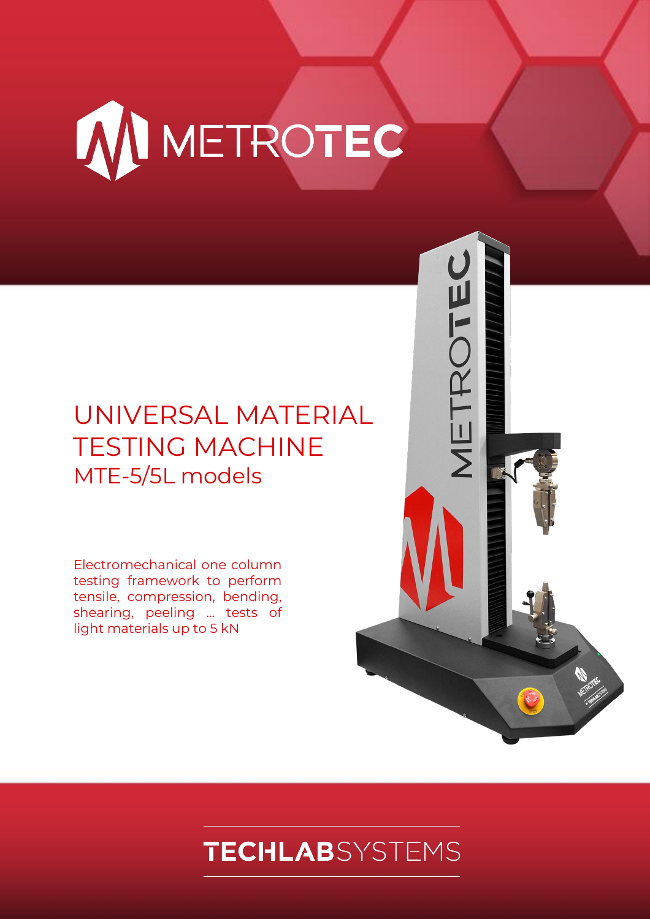# METROTEC

# UNIVERSAL MATERIAL TESTING MACHINE

## MTE-5/5L models

Electromechanical one column testing framework to perform tensile, compression, bending, shearing, peeling ... tests of light materials up to 5 kN

TECHLABSYSTEMS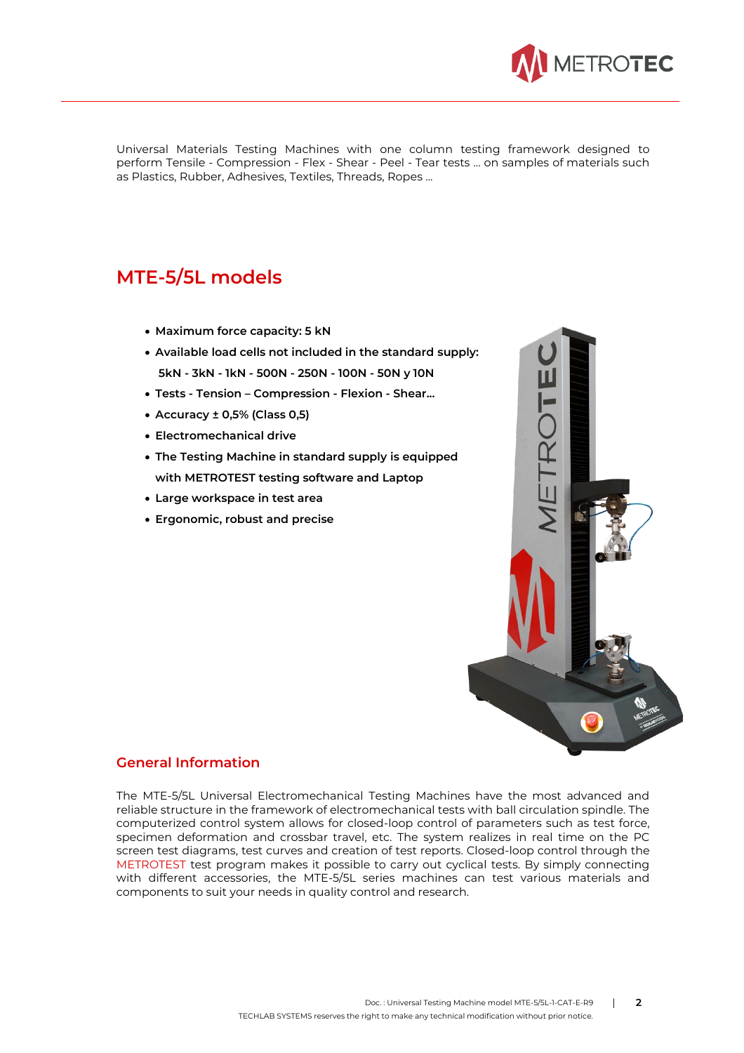Universal Materials Testing Machines with one column testing framework designed to perform Tensile - Compression - Flex - Shear - Peel - Tear tests … on samples of materials such as Plastics, Rubber, Adhesives, Textiles, Threads, Ropes …

## MTE-5/5L models

- **Maximum force capacity: 5 kN**
- **Available load cells not included in the standard supply: 5kN - 3kN - 1kN - 500N - 250N - 100N - 50N y 10N**
- **Tests - Tension – Compression - Flexion - Shear…**
- **Accuracy ± 0,5% (Class 0,5)**
- **Electromechanical drive**
- **The Testing Machine in standard supply is equipped with METROTEST testing software and Laptop**
- **Large workspace in test area**
- **Ergonomic, robust and precise**

### General Information

The MTE-5/5L Universal Electromechanical Testing Machines have the most advanced and reliable structure in the framework of electromechanical tests with ball circulation spindle. The computerized control system allows for closed-loop control of parameters such as test force, specimen deformation and crossbar travel, etc. The system realizes in real time on the PC screen test diagrams, test curves and creation of test reports. Closed-loop control through the METROTEST test program makes it possible to carry out cyclical tests. By simply connecting with different accessories, the MTE-5/5L series machines can test various materials and components to suit your needs in quality control and research.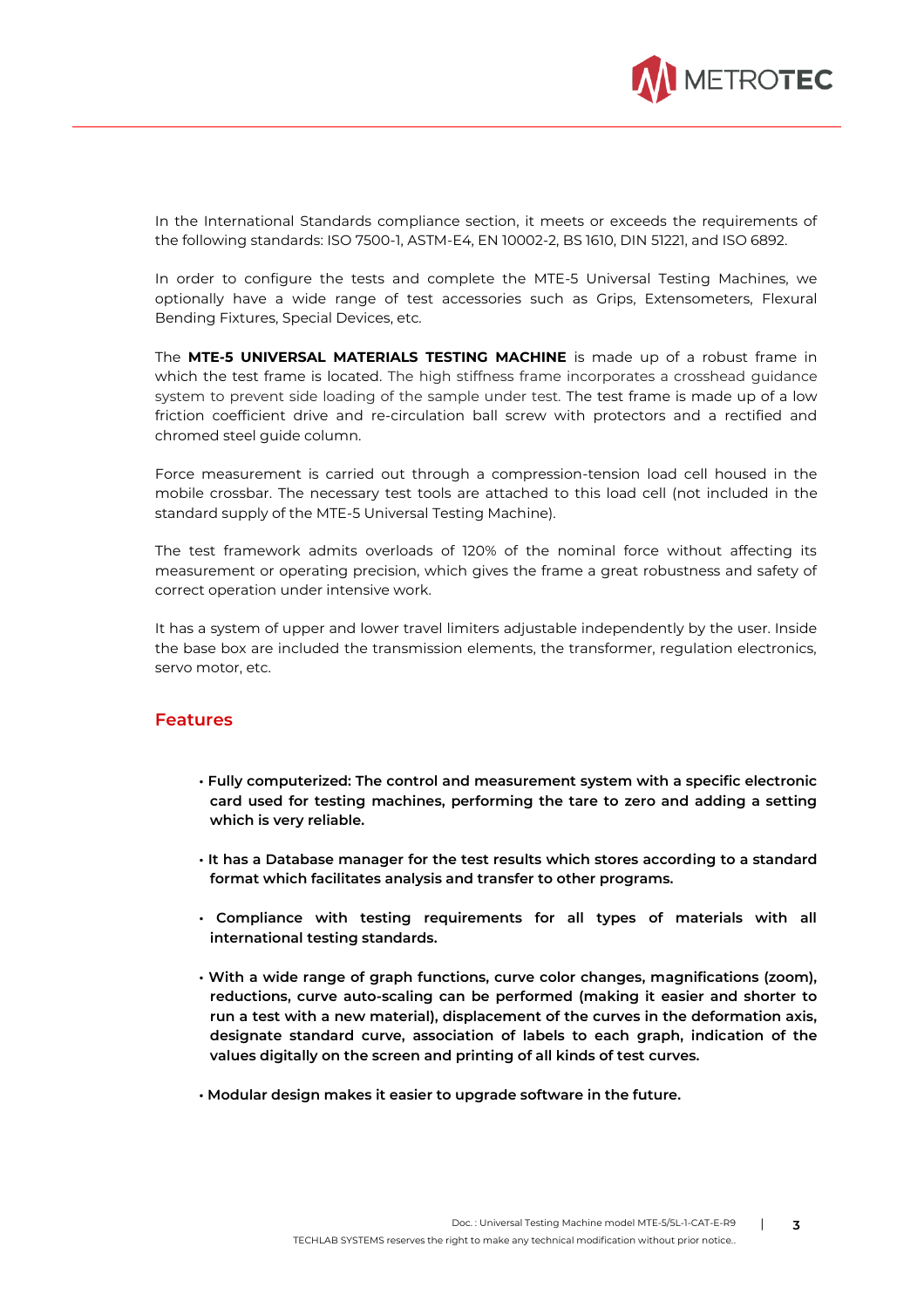In the International Standards compliance section, it meets or exceeds the requirements of the following standards: ISO 7500-1, ASTM-E4, EN 10002-2, BS 1610, DIN 51221, and ISO 6892.

In order to configure the tests and complete the MTE-5 Universal Testing Machines, we optionally have a wide range of test accessories such as Grips, Extensometers, Flexural Bending Fixtures, Special Devices, etc.

The **MTE-5 UNIVERSAL MATERIALS TESTING MACHINE** is made up of a robust frame in which the test frame is located. The high stiffness frame incorporates a crosshead guidance system to prevent side loading of the sample under test. The test frame is made up of a low friction coefficient drive and re-circulation ball screw with protectors and a rectified and chromed steel guide column.

Force measurement is carried out through a compression-tension load cell housed in the mobile crossbar. The necessary test tools are attached to this load cell (not included in the standard supply of the MTE-5 Universal Testing Machine).

The test framework admits overloads of 120% of the nominal force without affecting its measurement or operating precision, which gives the frame a great robustness and safety of correct operation under intensive work.

It has a system of upper and lower travel limiters adjustable independently by the user. Inside the base box are included the transmission elements, the transformer, regulation electronics, servo motor, etc.

## Features

- **Fully computerized: The control and measurement system with a specific electronic card used for testing machines, performing the tare to zero and adding a setting which is very reliable.**
- **It has a Database manager for the test results which stores according to a standard format which facilitates analysis and transfer to other programs.**
- **Compliance with testing requirements for all types of materials with all international testing standards.**
- **With a wide range of graph functions, curve color changes, magnifications (zoom), reductions, curve auto-scaling can be performed (making it easier and shorter to run a test with a new material), displacement of the curves in the deformation axis, designate standard curve, association of labels to each graph, indication of the values digitally on the screen and printing of all kinds of test curves.**
- **Modular design makes it easier to upgrade software in the future.**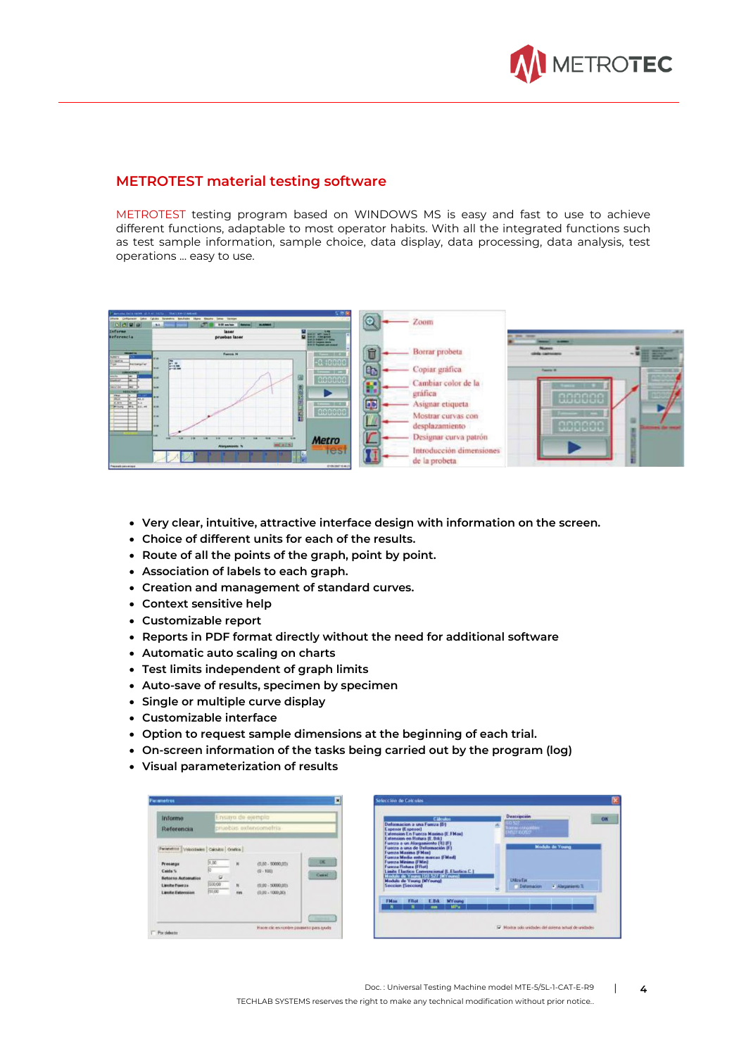## METROTEST material testing software

METROTEST testing program based on WINDOWS MS is easy and fast to use to achieve different functions, adaptable to most operator habits. With all the integrated functions such as test sample information, sample choice, data display, data processing, data analysis, test operations ... easy to use.

- Very clear, intuitive, attractive interface design with information on the screen.
- Choice of different units for each of the results.
- Route of all the points of the graph, point by point.
- Association of labels to each graph.
- Creation and management of standard curves.
- Context sensitive help
- Customizable report
- Reports in PDF format directly without the need for additional software
- Automatic auto scaling on charts
- Test limits independent of graph limits
- Auto-save of results, specimen by specimen
- Single or multiple curve display
- Customizable interface
- Option to request sample dimensions at the beginning of each trial.
- On-screen information of the tasks being carried out by the program (log)
- Visual parameterization of results

Doc. : Universal Testing Machine model MTE-5/5L-1-CAT-E-R9

TECHLAB SYSTEMS reserves the right to make any technical modification without prior notice..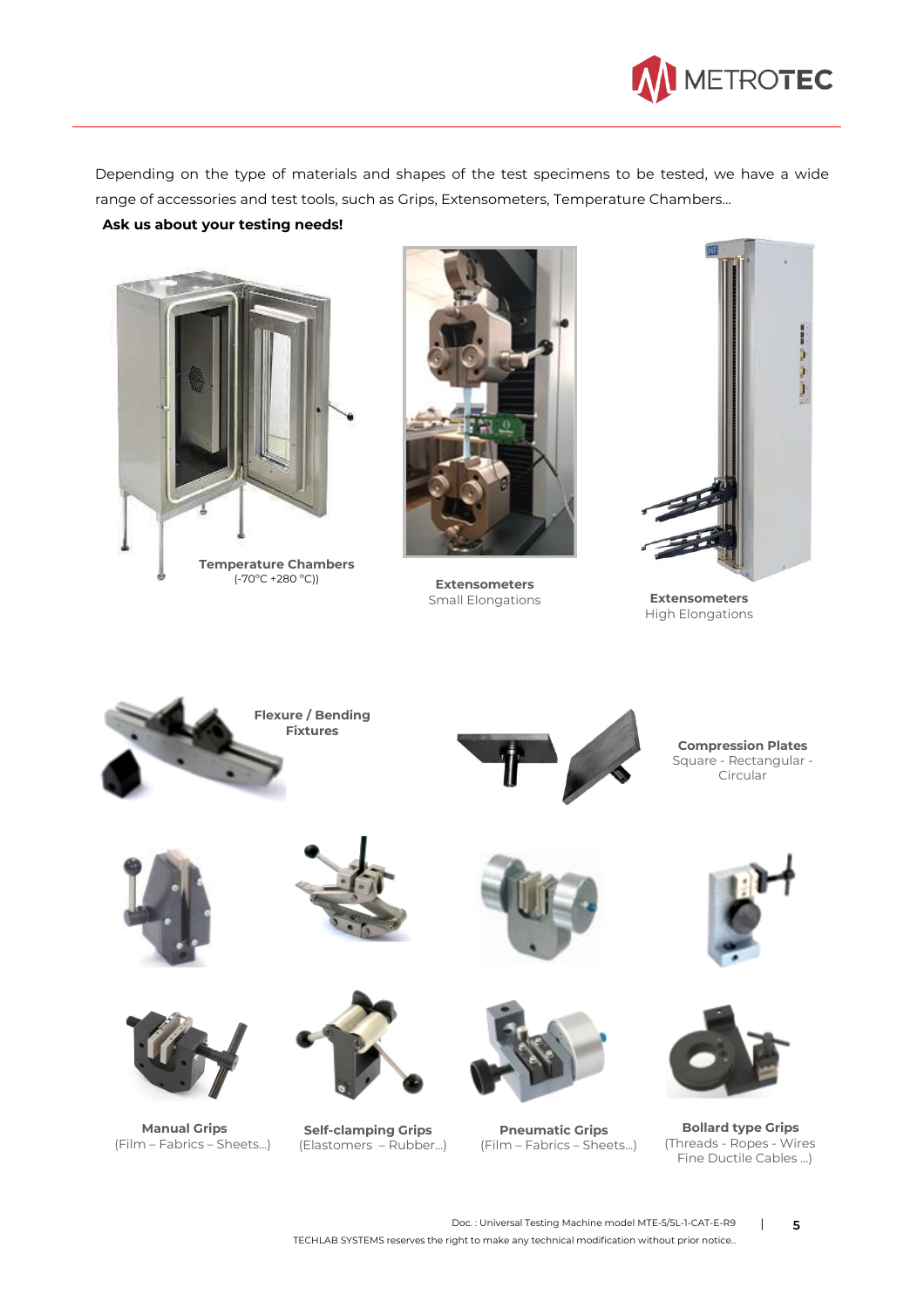Depending on the type of materials and shapes of the test specimens to be tested, we have a wide range of accessories and test tools, such as Grips, Extensometers, Temperature Chambers...

**Ask us about your testing needs!**

**Temperature Chambers**
(-70°C +280 °C))

**Extensometers**
Small Elongations

**Extensometers**
High Elongations

**Flexure / Bending Fixtures**

**Compression Plates**
Square - Rectangular - Circular

**Manual Grips**
(Film – Fabrics – Sheets...)

**Self-clamping Grips**
(Elastomers – Rubber...)

**Pneumatic Grips**
(Film – Fabrics – Sheets...)

**Bollard type Grips**
(Threads - Ropes - Wires Fine Ductile Cables ...)

Doc. : Universal Testing Machine model MTE-5/5L-1-CAT-E-R9

TECHLAB SYSTEMS reserves the right to make any technical modification without prior notice..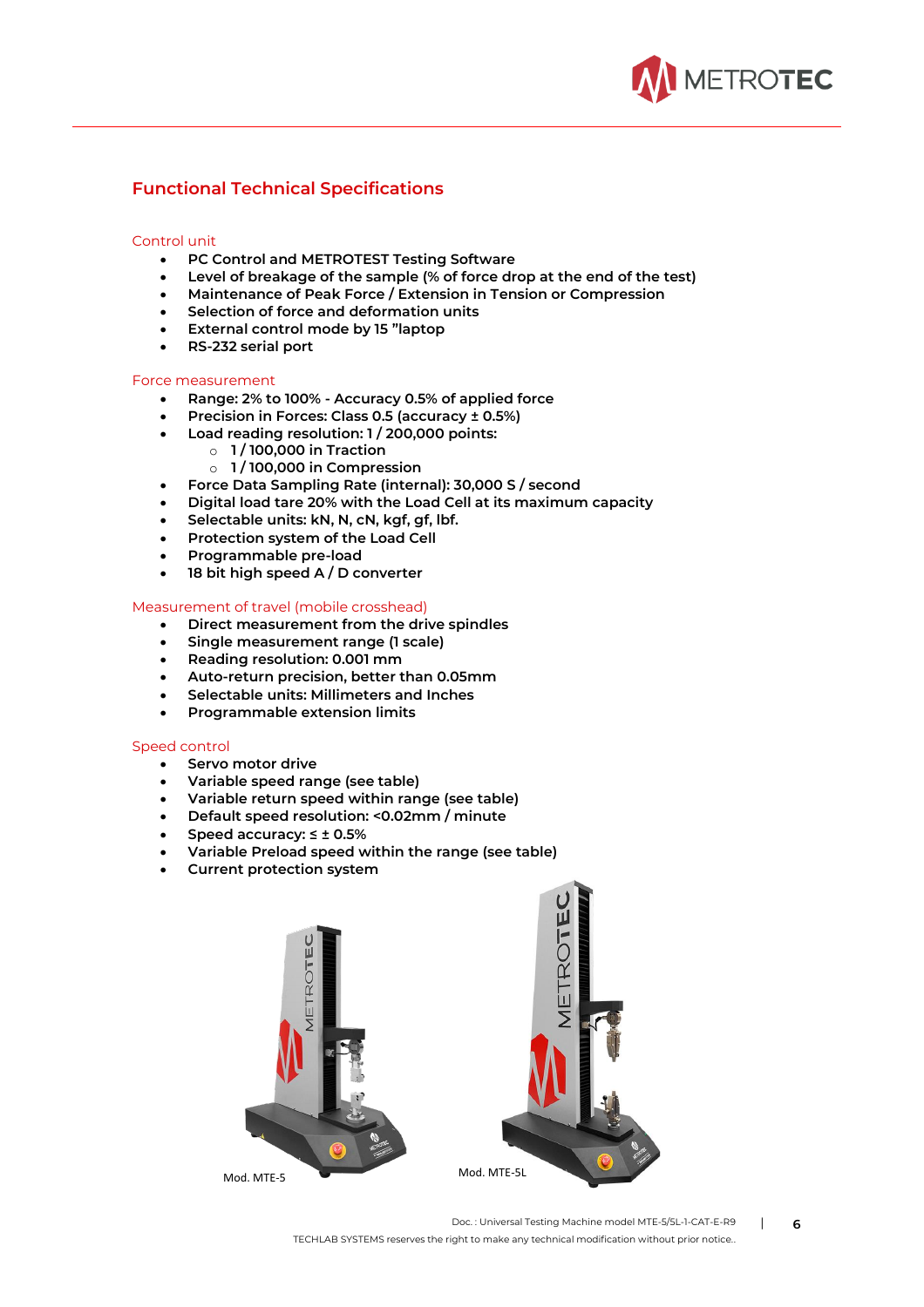## Functional Technical Specifications

### Control unit

- PC Control and METROTEST Testing Software
- Level of breakage of the sample (% of force drop at the end of the test)
- Maintenance of Peak Force / Extension in Tension or Compression
- Selection of force and deformation units
- External control mode by 15 "laptop
- RS-232 serial port

### Force measurement

- Range: 2% to 100% - Accuracy 0.5% of applied force
- Precision in Forces: Class 0.5 (accuracy ± 0.5%)
- Load reading resolution: 1 / 200,000 points:
    - 1 / 100,000 in Traction
    - 1 / 100,000 in Compression
- Force Data Sampling Rate (internal): 30,000 S / second
- Digital load tare 20% with the Load Cell at its maximum capacity
- Selectable units: kN, N, cN, kgf, gf, lbf.
- Protection system of the Load Cell
- Programmable pre-load
- 18 bit high speed A / D converter

### Measurement of travel (mobile crosshead)

- Direct measurement from the drive spindles
- Single measurement range (1 scale)
- Reading resolution: 0.001 mm
- Auto-return precision, better than 0.05mm
- Selectable units: Millimeters and Inches
- Programmable extension limits

### Speed control

- Servo motor drive
- Variable speed range (see table)
- Variable return speed within range (see table)
- Default speed resolution: <0.02mm / minute
- Speed accuracy: ≤ ± 0.5%
- Variable Preload speed within the range (see table)
- Current protection system

Mod. MTE-5

Mod. MTE-5L

Doc. : Universal Testing Machine model MTE-5/5L-1-CAT-E-R9

TECHLAB SYSTEMS reserves the right to make any technical modification without prior notice..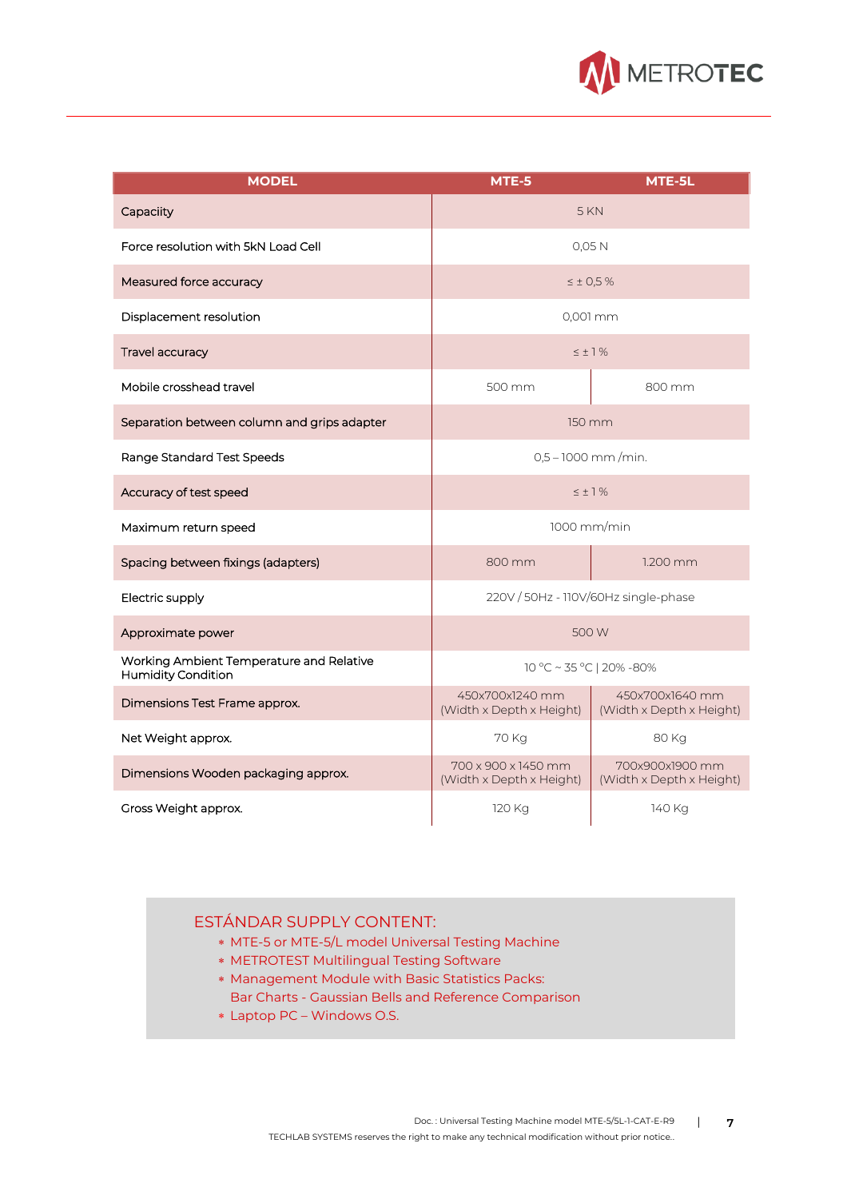| MODEL | MTE-5 | MTE-5L |
|---|---|---|
| Capaciity | 5 KN | |
| Force resolution with 5kN Load Cell | 0,05 N | |
| Measured force accuracy | ≤ ± 0,5 % | |
| Displacement resolution | 0,001 mm | |
| Travel accuracy | ≤ ± 1 % | |
| Mobile crosshead travel | 500 mm | 800 mm |
| Separation between column and grips adapter | 150 mm | |
| Range Standard Test Speeds | 0,5 – 1000 mm /min. | |
| Accuracy of test speed | ≤ ± 1 % | |
| Maximum return speed | 1000 mm/min | |
| Spacing between fixings (adapters) | 800 mm | 1.200 mm |
| Electric supply | 220V / 50Hz - 110V/60Hz single-phase | |
| Approximate power | 500 W | |
| Working Ambient Temperature and Relative Humidity Condition | 10 °C ~ 35 °C \| 20% -80% | |
| Dimensions Test Frame approx. | 450x700x1240 mm (Width x Depth x Height) | 450x700x1640 mm (Width x Depth x Height) |
| Net Weight approx. | 70 Kg | 80 Kg |
| Dimensions Wooden packaging approx. | 700 x 900 x 1450 mm (Width x Depth x Height) | 700x900x1900 mm (Width x Depth x Height) |
| Gross Weight approx. | 120 Kg | 140 Kg |

## ESTÁNDAR SUPPLY CONTENT:

- MTE-5 or MTE-5/L model Universal Testing Machine
- METROTEST Multilingual Testing Software
- Management Module with Basic Statistics Packs: Bar Charts - Gaussian Bells and Reference Comparison
- Laptop PC – Windows O.S.

Doc. : Universal Testing Machine model MTE-5/5L-1-CAT-E-R9

TECHLAB SYSTEMS reserves the right to make any technical modification without prior notice..